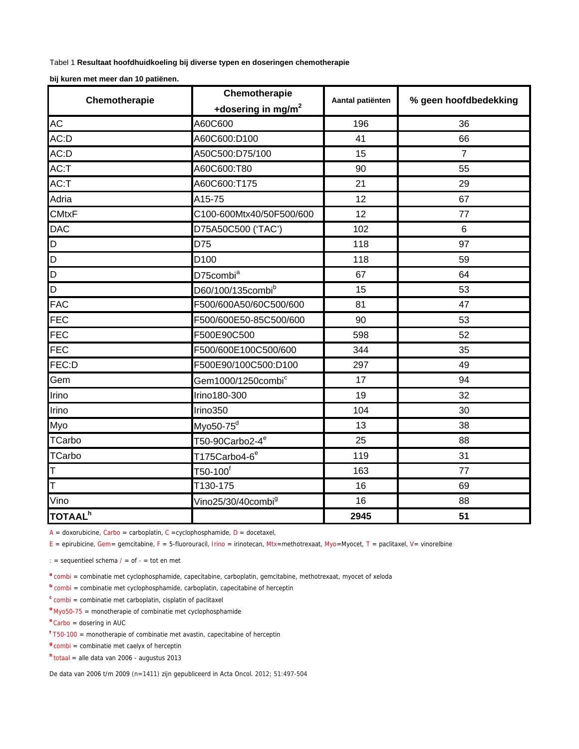Tabel 1 **Resultaat hoofdhuidkoeling bij diverse typen en doseringen chemotherapie bij kuren met meer dan 10 patiënen.**

| Chemotherapie | Chemotherapie +dosering in mg/m$^2$ | Aantal patiënten | % geen hoofdbedekking |
|---|---|---|---|
| AC | A60C600 | 196 | 36 |
| AC:D | A60C600:D100 | 41 | 66 |
| AC:D | A50C500:D75/100 | 15 | 7 |
| AC:T | A60C600:T80 | 90 | 55 |
| AC:T | A60C600:T175 | 21 | 29 |
| Adria | A15-75 | 12 | 67 |
| CMtxF | C100-600Mtx40/50F500/600 | 12 | 77 |
| DAC | D75A50C500 ('TAC') | 102 | 6 |
| D | D75 | 118 | 97 |
| D | D100 | 118 | 59 |
| D | D75combi[a] | 67 | 64 |
| D | D60/100/135combi[b] | 15 | 53 |
| FAC | F500/600A50/60C500/600 | 81 | 47 |
| FEC | F500/600E50-85C500/600 | 90 | 53 |
| FEC | F500E90C500 | 598 | 52 |
| FEC | F500/600E100C500/600 | 344 | 35 |
| FEC:D | F500E90/100C500:D100 | 297 | 49 |
| Gem | Gem1000/1250combi[c] | 17 | 94 |
| Irino | Irino180-300 | 19 | 32 |
| Irino | Irino350 | 104 | 30 |
| Myo | Myo50-75[d] | 13 | 38 |
| TCarbo | T50-90Carbo2-4[e] | 25 | 88 |
| TCarbo | T175Carbo4-6[e] | 119 | 31 |
| T | T50-100[f] | 163 | 77 |
| T | T130-175 | 16 | 69 |
| Vino | Vino25/30/40combi[g] | 16 | 88 |
| **TOTAAL[h]** | | **2945** | **51** |

A = doxorubicine, Carbo = carboplatin, C =cyclophosphamide, D = docetaxel,
E = epirubicine, Gem= gemcitabine, F = 5-fluorouracil, Irino = irinotecan, Mtx=methotrexaat, Myo=Myocet, T = paclitaxel, V= vinorelbine

: = sequentieel schema / = of - = tot en met

[a] combi = combinatie met cyclophosphamide, capecitabine, carboplatin, gemcitabine, methotrexaat, myocet of xeloda
[b] combi = combinatie met cyclophosphamide, carboplatin, capecitabine of herceptin
[c] combi = combinatie met carboplatin, cisplatin of paclitaxel
[d] Myo50-75 = monotherapie of combinatie met cyclophosphamide
[e] Carbo = dosering in AUC
[f] T50-100 = monotherapie of combinatie met avastin, capecitabine of herceptin
[g] combi = combinatie met caelyx of herceptin
[h] totaal = alle data van 2006 - augustus 2013

De data van 2006 t/m 2009 (n=1411) zijn gepubliceerd in Acta Oncol. 2012; 51:497-504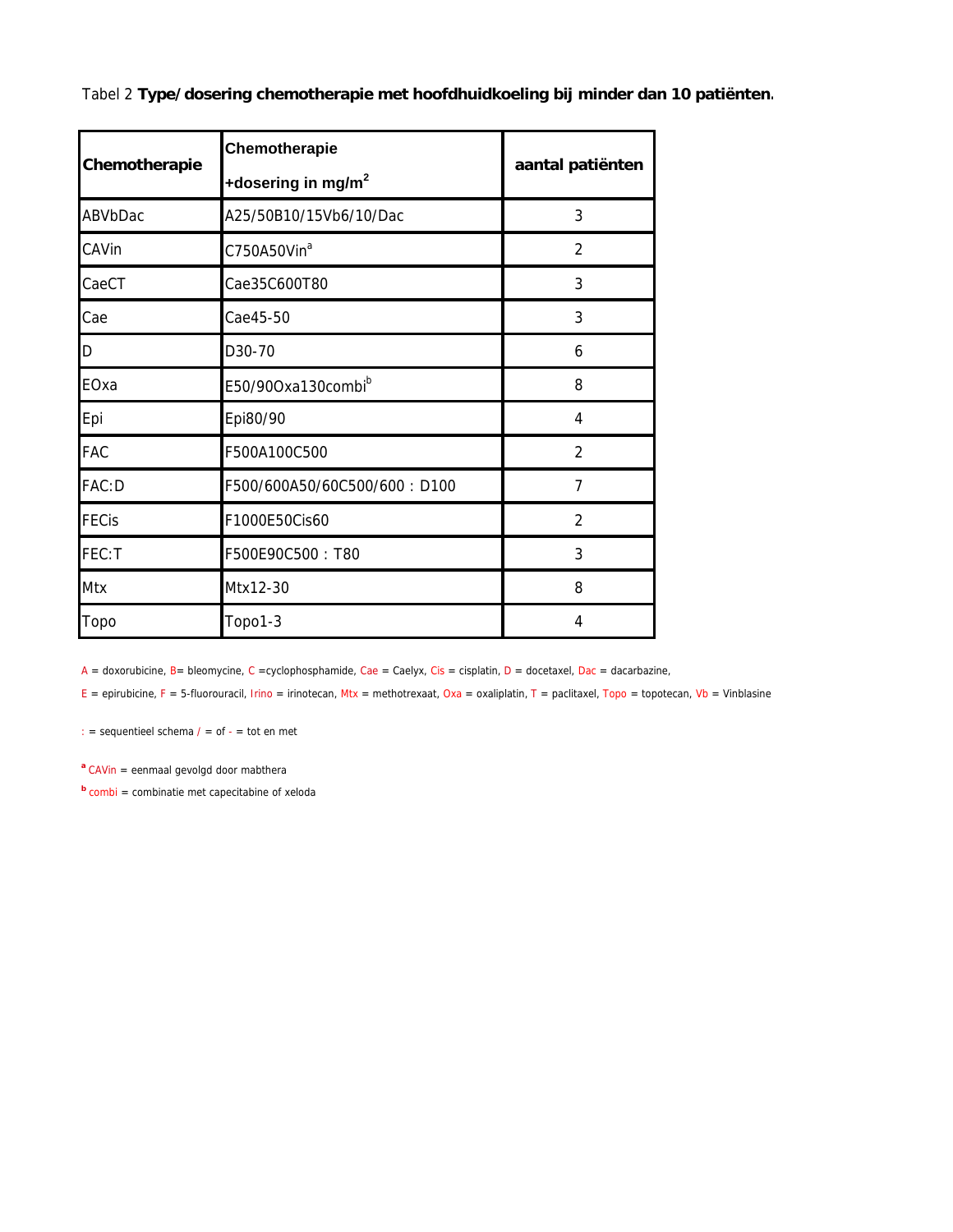Tabel 2 **Type/dosering chemotherapie met hoofdhuidkoeling bij minder dan 10 patiënten**.

| **Chemotherapie** | **Chemotherapie +dosering in mg/m²** | **aantal patiënten** |
|---|---|---|
| ABVbDac | A25/50B10/15Vb6/10/Dac | 3 |
| CAVin | C750A50Vin[a] | 2 |
| CaeCT | Cae35C600T80 | 3 |
| Cae | Cae45-50 | 3 |
| D | D30-70 | 6 |
| EOxa | E50/90Oxa130combi[b] | 8 |
| Epi | Epi80/90 | 4 |
| FAC | F500A100C500 | 2 |
| FAC:D | F500/600A50/60C500/600 : D100 | 7 |
| FECis | F1000E50Cis60 | 2 |
| FEC:T | F500E90C500 : T80 | 3 |
| Mtx | Mtx12-30 | 8 |
| Topo | Topo1-3 | 4 |

A = doxorubicine, B= bleomycine, C =cyclophosphamide, Cae = Caelyx, Cis = cisplatin, D = docetaxel, Dac = dacarbazine,

E = epirubicine, F = 5-fluorouracil, Irino = irinotecan, Mtx = methotrexaat, Oxa = oxaliplatin, T = paclitaxel, Topo = topotecan, Vb = Vinblasine

: = sequentieel schema / = of - = tot en met

[a] CAVin = eenmaal gevolgd door mabthera

[b] combi = combinatie met capecitabine of xeloda